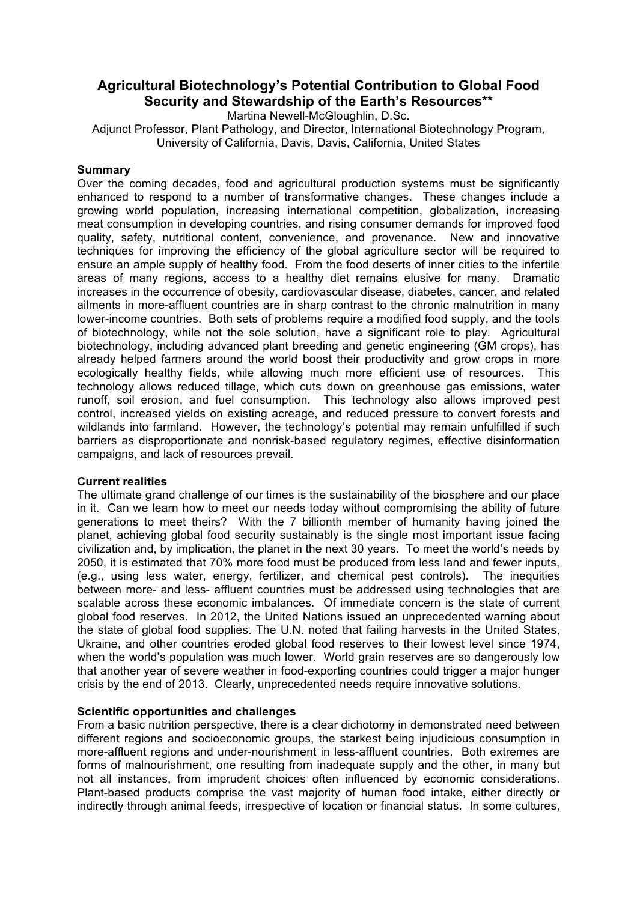# Agricultural Biotechnology's Potential Contribution to Global Food Security and Stewardship of the Earth's Resources**

Martina Newell-McGloughlin, D.Sc.
Adjunct Professor, Plant Pathology, and Director, International Biotechnology Program, University of California, Davis, Davis, California, United States

### Summary

Over the coming decades, food and agricultural production systems must be significantly enhanced to respond to a number of transformative changes. These changes include a growing world population, increasing international competition, globalization, increasing meat consumption in developing countries, and rising consumer demands for improved food quality, safety, nutritional content, convenience, and provenance. New and innovative techniques for improving the efficiency of the global agriculture sector will be required to ensure an ample supply of healthy food. From the food deserts of inner cities to the infertile areas of many regions, access to a healthy diet remains elusive for many. Dramatic increases in the occurrence of obesity, cardiovascular disease, diabetes, cancer, and related ailments in more-affluent countries are in sharp contrast to the chronic malnutrition in many lower-income countries. Both sets of problems require a modified food supply, and the tools of biotechnology, while not the sole solution, have a significant role to play. Agricultural biotechnology, including advanced plant breeding and genetic engineering (GM crops), has already helped farmers around the world boost their productivity and grow crops in more ecologically healthy fields, while allowing much more efficient use of resources. This technology allows reduced tillage, which cuts down on greenhouse gas emissions, water runoff, soil erosion, and fuel consumption. This technology also allows improved pest control, increased yields on existing acreage, and reduced pressure to convert forests and wildlands into farmland. However, the technology's potential may remain unfulfilled if such barriers as disproportionate and nonrisk-based regulatory regimes, effective disinformation campaigns, and lack of resources prevail.

### Current realities

The ultimate grand challenge of our times is the sustainability of the biosphere and our place in it. Can we learn how to meet our needs today without compromising the ability of future generations to meet theirs? With the 7 billionth member of humanity having joined the planet, achieving global food security sustainably is the single most important issue facing civilization and, by implication, the planet in the next 30 years. To meet the world's needs by 2050, it is estimated that 70% more food must be produced from less land and fewer inputs, (e.g., using less water, energy, fertilizer, and chemical pest controls). The inequities between more- and less- affluent countries must be addressed using technologies that are scalable across these economic imbalances. Of immediate concern is the state of current global food reserves. In 2012, the United Nations issued an unprecedented warning about the state of global food supplies. The U.N. noted that failing harvests in the United States, Ukraine, and other countries eroded global food reserves to their lowest level since 1974, when the world's population was much lower. World grain reserves are so dangerously low that another year of severe weather in food-exporting countries could trigger a major hunger crisis by the end of 2013. Clearly, unprecedented needs require innovative solutions.

### Scientific opportunities and challenges

From a basic nutrition perspective, there is a clear dichotomy in demonstrated need between different regions and socioeconomic groups, the starkest being injudicious consumption in more-affluent regions and under-nourishment in less-affluent countries. Both extremes are forms of malnourishment, one resulting from inadequate supply and the other, in many but not all instances, from imprudent choices often influenced by economic considerations. Plant-based products comprise the vast majority of human food intake, either directly or indirectly through animal feeds, irrespective of location or financial status. In some cultures,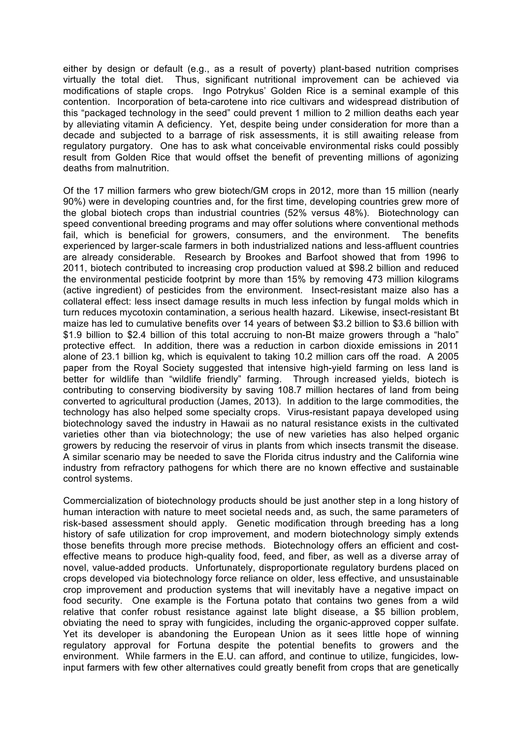either by design or default (e.g., as a result of poverty) plant-based nutrition comprises virtually the total diet. Thus, significant nutritional improvement can be achieved via modifications of staple crops. Ingo Potrykus' Golden Rice is a seminal example of this contention. Incorporation of beta-carotene into rice cultivars and widespread distribution of this "packaged technology in the seed" could prevent 1 million to 2 million deaths each year by alleviating vitamin A deficiency. Yet, despite being under consideration for more than a decade and subjected to a barrage of risk assessments, it is still awaiting release from regulatory purgatory. One has to ask what conceivable environmental risks could possibly result from Golden Rice that would offset the benefit of preventing millions of agonizing deaths from malnutrition.

Of the 17 million farmers who grew biotech/GM crops in 2012, more than 15 million (nearly 90%) were in developing countries and, for the first time, developing countries grew more of the global biotech crops than industrial countries (52% versus 48%). Biotechnology can speed conventional breeding programs and may offer solutions where conventional methods fail, which is beneficial for growers, consumers, and the environment. The benefits experienced by larger-scale farmers in both industrialized nations and less-affluent countries are already considerable. Research by Brookes and Barfoot showed that from 1996 to 2011, biotech contributed to increasing crop production valued at $98.2 billion and reduced the environmental pesticide footprint by more than 15% by removing 473 million kilograms (active ingredient) of pesticides from the environment. Insect-resistant maize also has a collateral effect: less insect damage results in much less infection by fungal molds which in turn reduces mycotoxin contamination, a serious health hazard. Likewise, insect-resistant Bt maize has led to cumulative benefits over 14 years of between $3.2 billion to $3.6 billion with $1.9 billion to $2.4 billion of this total accruing to non-Bt maize growers through a "halo" protective effect. In addition, there was a reduction in carbon dioxide emissions in 2011 alone of 23.1 billion kg, which is equivalent to taking 10.2 million cars off the road. A 2005 paper from the Royal Society suggested that intensive high-yield farming on less land is better for wildlife than "wildlife friendly" farming. Through increased yields, biotech is contributing to conserving biodiversity by saving 108.7 million hectares of land from being converted to agricultural production (James, 2013). In addition to the large commodities, the technology has also helped some specialty crops. Virus-resistant papaya developed using biotechnology saved the industry in Hawaii as no natural resistance exists in the cultivated varieties other than via biotechnology; the use of new varieties has also helped organic growers by reducing the reservoir of virus in plants from which insects transmit the disease. A similar scenario may be needed to save the Florida citrus industry and the California wine industry from refractory pathogens for which there are no known effective and sustainable control systems.

Commercialization of biotechnology products should be just another step in a long history of human interaction with nature to meet societal needs and, as such, the same parameters of risk-based assessment should apply. Genetic modification through breeding has a long history of safe utilization for crop improvement, and modern biotechnology simply extends those benefits through more precise methods. Biotechnology offers an efficient and cost-effective means to produce high-quality food, feed, and fiber, as well as a diverse array of novel, value-added products. Unfortunately, disproportionate regulatory burdens placed on crops developed via biotechnology force reliance on older, less effective, and unsustainable crop improvement and production systems that will inevitably have a negative impact on food security. One example is the Fortuna potato that contains two genes from a wild relative that confer robust resistance against late blight disease, a $5 billion problem, obviating the need to spray with fungicides, including the organic-approved copper sulfate. Yet its developer is abandoning the European Union as it sees little hope of winning regulatory approval for Fortuna despite the potential benefits to growers and the environment. While farmers in the E.U. can afford, and continue to utilize, fungicides, low-input farmers with few other alternatives could greatly benefit from crops that are genetically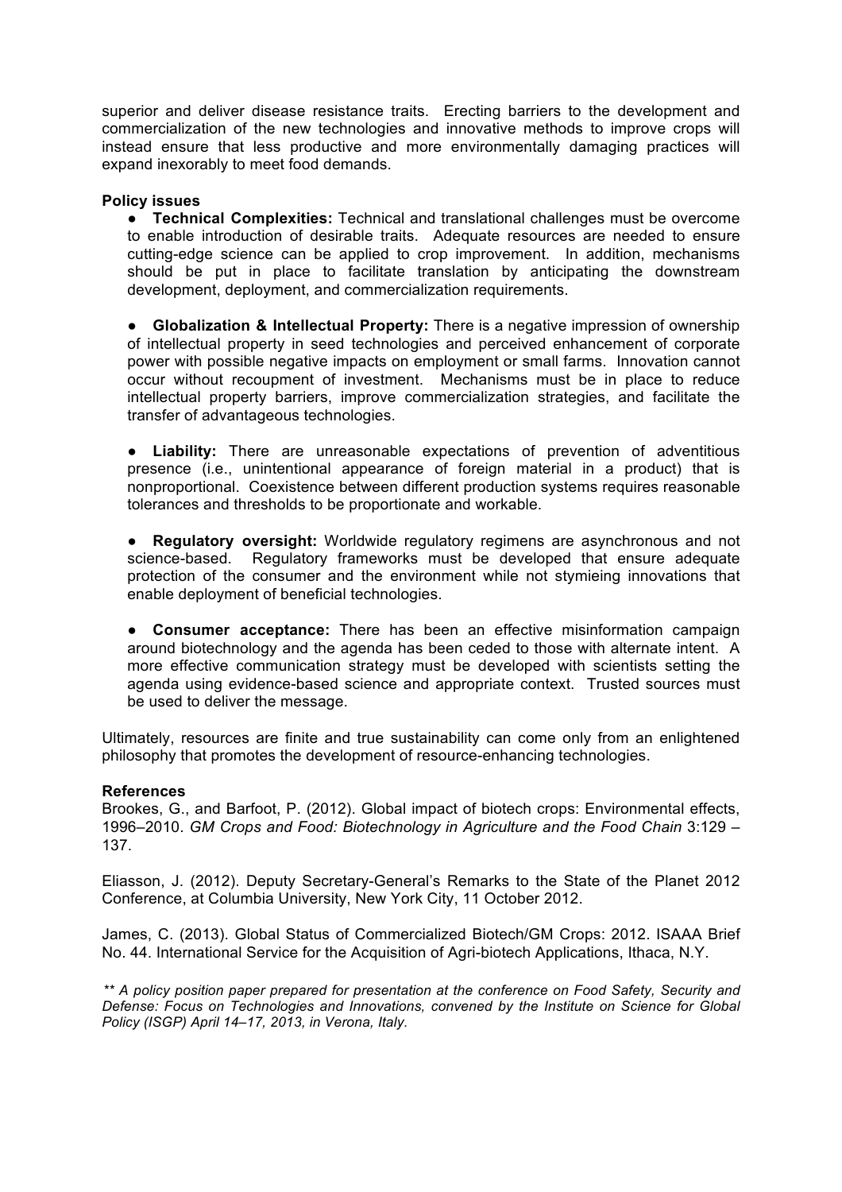superior and deliver disease resistance traits. Erecting barriers to the development and commercialization of the new technologies and innovative methods to improve crops will instead ensure that less productive and more environmentally damaging practices will expand inexorably to meet food demands.

**Policy issues**

- **Technical Complexities:** Technical and translational challenges must be overcome to enable introduction of desirable traits. Adequate resources are needed to ensure cutting-edge science can be applied to crop improvement. In addition, mechanisms should be put in place to facilitate translation by anticipating the downstream development, deployment, and commercialization requirements.

- **Globalization & Intellectual Property:** There is a negative impression of ownership of intellectual property in seed technologies and perceived enhancement of corporate power with possible negative impacts on employment or small farms. Innovation cannot occur without recoupment of investment. Mechanisms must be in place to reduce intellectual property barriers, improve commercialization strategies, and facilitate the transfer of advantageous technologies.

- **Liability:** There are unreasonable expectations of prevention of adventitious presence (i.e., unintentional appearance of foreign material in a product) that is nonproportional. Coexistence between different production systems requires reasonable tolerances and thresholds to be proportionate and workable.

- **Regulatory oversight:** Worldwide regulatory regimens are asynchronous and not science-based. Regulatory frameworks must be developed that ensure adequate protection of the consumer and the environment while not stymieing innovations that enable deployment of beneficial technologies.

- **Consumer acceptance:** There has been an effective misinformation campaign around biotechnology and the agenda has been ceded to those with alternate intent. A more effective communication strategy must be developed with scientists setting the agenda using evidence-based science and appropriate context. Trusted sources must be used to deliver the message.

Ultimately, resources are finite and true sustainability can come only from an enlightened philosophy that promotes the development of resource-enhancing technologies.

**References**

Brookes, G., and Barfoot, P. (2012). Global impact of biotech crops: Environmental effects, 1996–2010. *GM Crops and Food: Biotechnology in Agriculture and the Food Chain* 3:129 – 137.

Eliasson, J. (2012). Deputy Secretary-General's Remarks to the State of the Planet 2012 Conference, at Columbia University, New York City, 11 October 2012.

James, C. (2013). Global Status of Commercialized Biotech/GM Crops: 2012. ISAAA Brief No. 44. International Service for the Acquisition of Agri-biotech Applications, Ithaca, N.Y.

*** A policy position paper prepared for presentation at the conference on Food Safety, Security and Defense: Focus on Technologies and Innovations, convened by the Institute on Science for Global Policy (ISGP) April 14–17, 2013, in Verona, Italy.*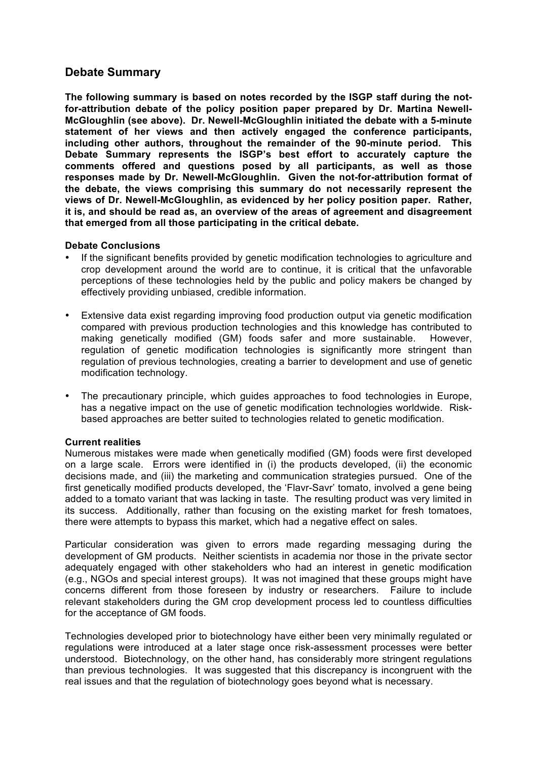## Debate Summary

**The following summary is based on notes recorded by the ISGP staff during the not-for-attribution debate of the policy position paper prepared by Dr. Martina Newell-McGloughlin (see above). Dr. Newell-McGloughlin initiated the debate with a 5-minute statement of her views and then actively engaged the conference participants, including other authors, throughout the remainder of the 90-minute period. This Debate Summary represents the ISGP's best effort to accurately capture the comments offered and questions posed by all participants, as well as those responses made by Dr. Newell-McGloughlin. Given the not-for-attribution format of the debate, the views comprising this summary do not necessarily represent the views of Dr. Newell-McGloughlin, as evidenced by her policy position paper. Rather, it is, and should be read as, an overview of the areas of agreement and disagreement that emerged from all those participating in the critical debate.**

**Debate Conclusions**

- If the significant benefits provided by genetic modification technologies to agriculture and crop development around the world are to continue, it is critical that the unfavorable perceptions of these technologies held by the public and policy makers be changed by effectively providing unbiased, credible information.
- Extensive data exist regarding improving food production output via genetic modification compared with previous production technologies and this knowledge has contributed to making genetically modified (GM) foods safer and more sustainable. However, regulation of genetic modification technologies is significantly more stringent than regulation of previous technologies, creating a barrier to development and use of genetic modification technology.
- The precautionary principle, which guides approaches to food technologies in Europe, has a negative impact on the use of genetic modification technologies worldwide. Risk-based approaches are better suited to technologies related to genetic modification.

**Current realities**

Numerous mistakes were made when genetically modified (GM) foods were first developed on a large scale. Errors were identified in (i) the products developed, (ii) the economic decisions made, and (iii) the marketing and communication strategies pursued. One of the first genetically modified products developed, the 'Flavr-Savr' tomato, involved a gene being added to a tomato variant that was lacking in taste. The resulting product was very limited in its success. Additionally, rather than focusing on the existing market for fresh tomatoes, there were attempts to bypass this market, which had a negative effect on sales.

Particular consideration was given to errors made regarding messaging during the development of GM products. Neither scientists in academia nor those in the private sector adequately engaged with other stakeholders who had an interest in genetic modification (e.g., NGOs and special interest groups). It was not imagined that these groups might have concerns different from those foreseen by industry or researchers. Failure to include relevant stakeholders during the GM crop development process led to countless difficulties for the acceptance of GM foods.

Technologies developed prior to biotechnology have either been very minimally regulated or regulations were introduced at a later stage once risk-assessment processes were better understood. Biotechnology, on the other hand, has considerably more stringent regulations than previous technologies. It was suggested that this discrepancy is incongruent with the real issues and that the regulation of biotechnology goes beyond what is necessary.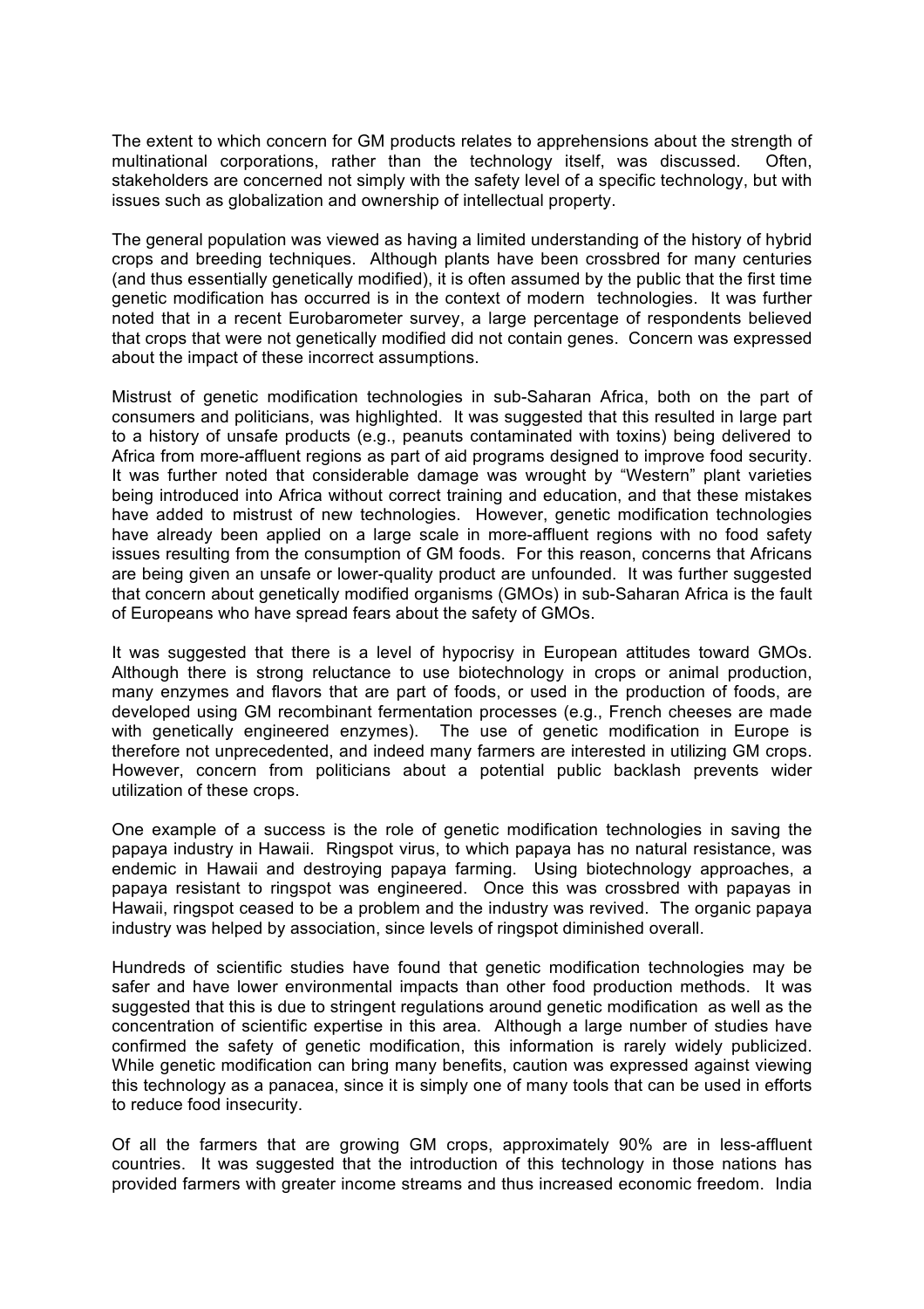The extent to which concern for GM products relates to apprehensions about the strength of multinational corporations, rather than the technology itself, was discussed. Often, stakeholders are concerned not simply with the safety level of a specific technology, but with issues such as globalization and ownership of intellectual property.

The general population was viewed as having a limited understanding of the history of hybrid crops and breeding techniques. Although plants have been crossbred for many centuries (and thus essentially genetically modified), it is often assumed by the public that the first time genetic modification has occurred is in the context of modern technologies. It was further noted that in a recent Eurobarometer survey, a large percentage of respondents believed that crops that were not genetically modified did not contain genes. Concern was expressed about the impact of these incorrect assumptions.

Mistrust of genetic modification technologies in sub-Saharan Africa, both on the part of consumers and politicians, was highlighted. It was suggested that this resulted in large part to a history of unsafe products (e.g., peanuts contaminated with toxins) being delivered to Africa from more-affluent regions as part of aid programs designed to improve food security. It was further noted that considerable damage was wrought by "Western" plant varieties being introduced into Africa without correct training and education, and that these mistakes have added to mistrust of new technologies. However, genetic modification technologies have already been applied on a large scale in more-affluent regions with no food safety issues resulting from the consumption of GM foods. For this reason, concerns that Africans are being given an unsafe or lower-quality product are unfounded. It was further suggested that concern about genetically modified organisms (GMOs) in sub-Saharan Africa is the fault of Europeans who have spread fears about the safety of GMOs.

It was suggested that there is a level of hypocrisy in European attitudes toward GMOs. Although there is strong reluctance to use biotechnology in crops or animal production, many enzymes and flavors that are part of foods, or used in the production of foods, are developed using GM recombinant fermentation processes (e.g., French cheeses are made with genetically engineered enzymes). The use of genetic modification in Europe is therefore not unprecedented, and indeed many farmers are interested in utilizing GM crops. However, concern from politicians about a potential public backlash prevents wider utilization of these crops.

One example of a success is the role of genetic modification technologies in saving the papaya industry in Hawaii. Ringspot virus, to which papaya has no natural resistance, was endemic in Hawaii and destroying papaya farming. Using biotechnology approaches, a papaya resistant to ringspot was engineered. Once this was crossbred with papayas in Hawaii, ringspot ceased to be a problem and the industry was revived. The organic papaya industry was helped by association, since levels of ringspot diminished overall.

Hundreds of scientific studies have found that genetic modification technologies may be safer and have lower environmental impacts than other food production methods. It was suggested that this is due to stringent regulations around genetic modification as well as the concentration of scientific expertise in this area. Although a large number of studies have confirmed the safety of genetic modification, this information is rarely widely publicized. While genetic modification can bring many benefits, caution was expressed against viewing this technology as a panacea, since it is simply one of many tools that can be used in efforts to reduce food insecurity.

Of all the farmers that are growing GM crops, approximately 90% are in less-affluent countries. It was suggested that the introduction of this technology in those nations has provided farmers with greater income streams and thus increased economic freedom. India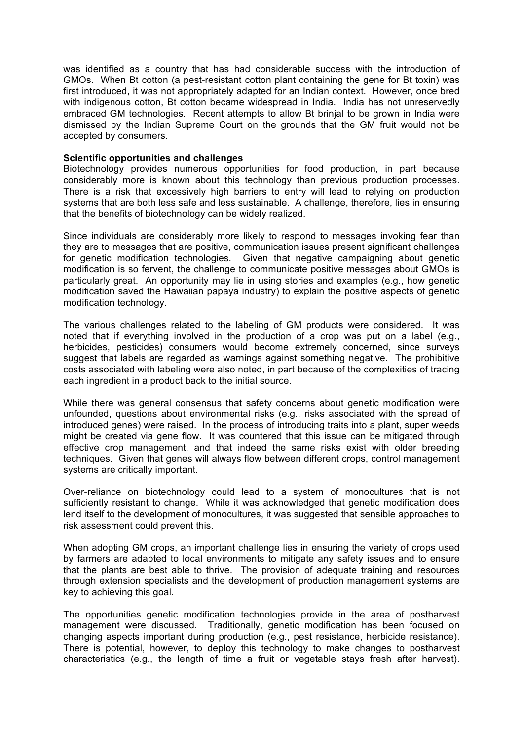was identified as a country that has had considerable success with the introduction of GMOs. When Bt cotton (a pest-resistant cotton plant containing the gene for Bt toxin) was first introduced, it was not appropriately adapted for an Indian context. However, once bred with indigenous cotton, Bt cotton became widespread in India. India has not unreservedly embraced GM technologies. Recent attempts to allow Bt brinjal to be grown in India were dismissed by the Indian Supreme Court on the grounds that the GM fruit would not be accepted by consumers.

**Scientific opportunities and challenges**

Biotechnology provides numerous opportunities for food production, in part because considerably more is known about this technology than previous production processes. There is a risk that excessively high barriers to entry will lead to relying on production systems that are both less safe and less sustainable. A challenge, therefore, lies in ensuring that the benefits of biotechnology can be widely realized.

Since individuals are considerably more likely to respond to messages invoking fear than they are to messages that are positive, communication issues present significant challenges for genetic modification technologies. Given that negative campaigning about genetic modification is so fervent, the challenge to communicate positive messages about GMOs is particularly great. An opportunity may lie in using stories and examples (e.g., how genetic modification saved the Hawaiian papaya industry) to explain the positive aspects of genetic modification technology.

The various challenges related to the labeling of GM products were considered. It was noted that if everything involved in the production of a crop was put on a label (e.g., herbicides, pesticides) consumers would become extremely concerned, since surveys suggest that labels are regarded as warnings against something negative. The prohibitive costs associated with labeling were also noted, in part because of the complexities of tracing each ingredient in a product back to the initial source.

While there was general consensus that safety concerns about genetic modification were unfounded, questions about environmental risks (e.g., risks associated with the spread of introduced genes) were raised. In the process of introducing traits into a plant, super weeds might be created via gene flow. It was countered that this issue can be mitigated through effective crop management, and that indeed the same risks exist with older breeding techniques. Given that genes will always flow between different crops, control management systems are critically important.

Over-reliance on biotechnology could lead to a system of monocultures that is not sufficiently resistant to change. While it was acknowledged that genetic modification does lend itself to the development of monocultures, it was suggested that sensible approaches to risk assessment could prevent this.

When adopting GM crops, an important challenge lies in ensuring the variety of crops used by farmers are adapted to local environments to mitigate any safety issues and to ensure that the plants are best able to thrive. The provision of adequate training and resources through extension specialists and the development of production management systems are key to achieving this goal.

The opportunities genetic modification technologies provide in the area of postharvest management were discussed. Traditionally, genetic modification has been focused on changing aspects important during production (e.g., pest resistance, herbicide resistance). There is potential, however, to deploy this technology to make changes to postharvest characteristics (e.g., the length of time a fruit or vegetable stays fresh after harvest).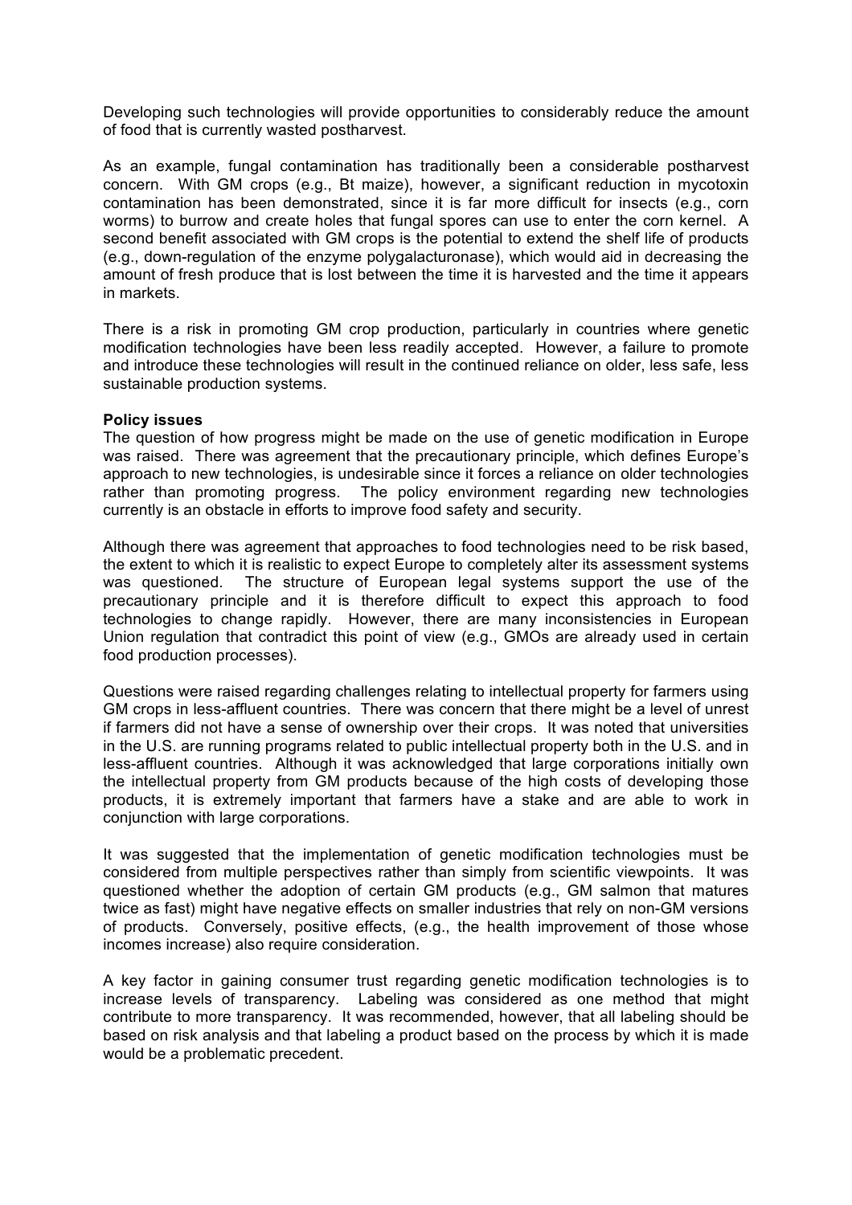Developing such technologies will provide opportunities to considerably reduce the amount of food that is currently wasted postharvest.

As an example, fungal contamination has traditionally been a considerable postharvest concern. With GM crops (e.g., Bt maize), however, a significant reduction in mycotoxin contamination has been demonstrated, since it is far more difficult for insects (e.g., corn worms) to burrow and create holes that fungal spores can use to enter the corn kernel. A second benefit associated with GM crops is the potential to extend the shelf life of products (e.g., down-regulation of the enzyme polygalacturonase), which would aid in decreasing the amount of fresh produce that is lost between the time it is harvested and the time it appears in markets.

There is a risk in promoting GM crop production, particularly in countries where genetic modification technologies have been less readily accepted. However, a failure to promote and introduce these technologies will result in the continued reliance on older, less safe, less sustainable production systems.

**Policy issues**

The question of how progress might be made on the use of genetic modification in Europe was raised. There was agreement that the precautionary principle, which defines Europe's approach to new technologies, is undesirable since it forces a reliance on older technologies rather than promoting progress. The policy environment regarding new technologies currently is an obstacle in efforts to improve food safety and security.

Although there was agreement that approaches to food technologies need to be risk based, the extent to which it is realistic to expect Europe to completely alter its assessment systems was questioned. The structure of European legal systems support the use of the precautionary principle and it is therefore difficult to expect this approach to food technologies to change rapidly. However, there are many inconsistencies in European Union regulation that contradict this point of view (e.g., GMOs are already used in certain food production processes).

Questions were raised regarding challenges relating to intellectual property for farmers using GM crops in less-affluent countries. There was concern that there might be a level of unrest if farmers did not have a sense of ownership over their crops. It was noted that universities in the U.S. are running programs related to public intellectual property both in the U.S. and in less-affluent countries. Although it was acknowledged that large corporations initially own the intellectual property from GM products because of the high costs of developing those products, it is extremely important that farmers have a stake and are able to work in conjunction with large corporations.

It was suggested that the implementation of genetic modification technologies must be considered from multiple perspectives rather than simply from scientific viewpoints. It was questioned whether the adoption of certain GM products (e.g., GM salmon that matures twice as fast) might have negative effects on smaller industries that rely on non-GM versions of products. Conversely, positive effects, (e.g., the health improvement of those whose incomes increase) also require consideration.

A key factor in gaining consumer trust regarding genetic modification technologies is to increase levels of transparency. Labeling was considered as one method that might contribute to more transparency. It was recommended, however, that all labeling should be based on risk analysis and that labeling a product based on the process by which it is made would be a problematic precedent.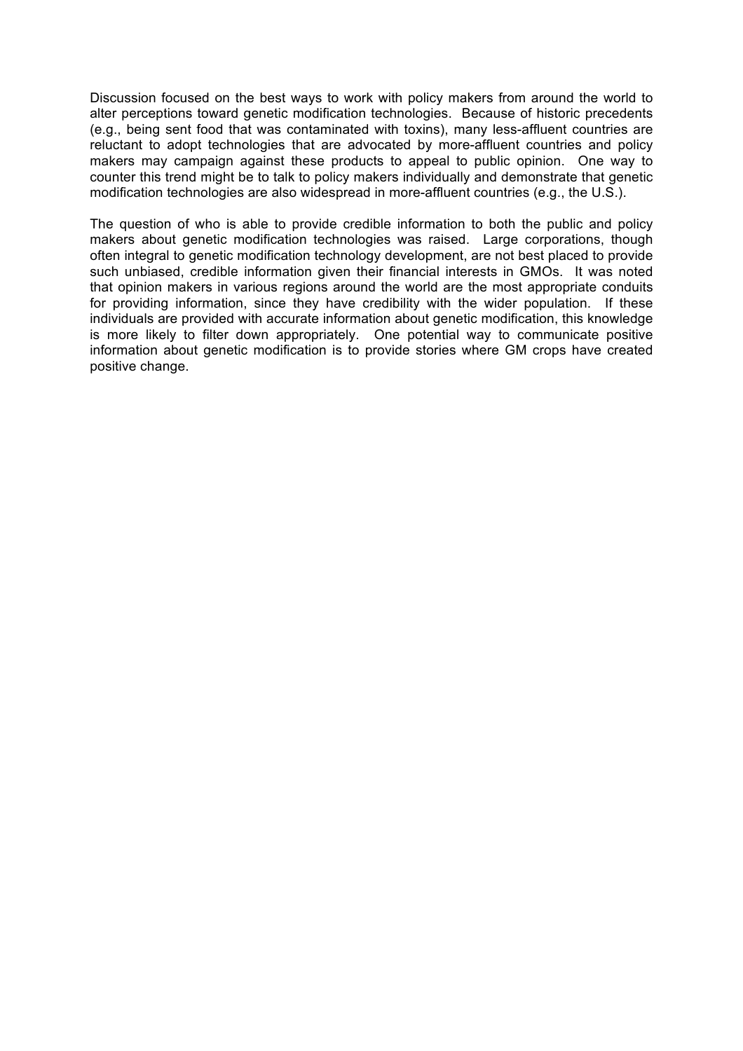Discussion focused on the best ways to work with policy makers from around the world to alter perceptions toward genetic modification technologies. Because of historic precedents (e.g., being sent food that was contaminated with toxins), many less-affluent countries are reluctant to adopt technologies that are advocated by more-affluent countries and policy makers may campaign against these products to appeal to public opinion. One way to counter this trend might be to talk to policy makers individually and demonstrate that genetic modification technologies are also widespread in more-affluent countries (e.g., the U.S.).

The question of who is able to provide credible information to both the public and policy makers about genetic modification technologies was raised. Large corporations, though often integral to genetic modification technology development, are not best placed to provide such unbiased, credible information given their financial interests in GMOs. It was noted that opinion makers in various regions around the world are the most appropriate conduits for providing information, since they have credibility with the wider population. If these individuals are provided with accurate information about genetic modification, this knowledge is more likely to filter down appropriately. One potential way to communicate positive information about genetic modification is to provide stories where GM crops have created positive change.